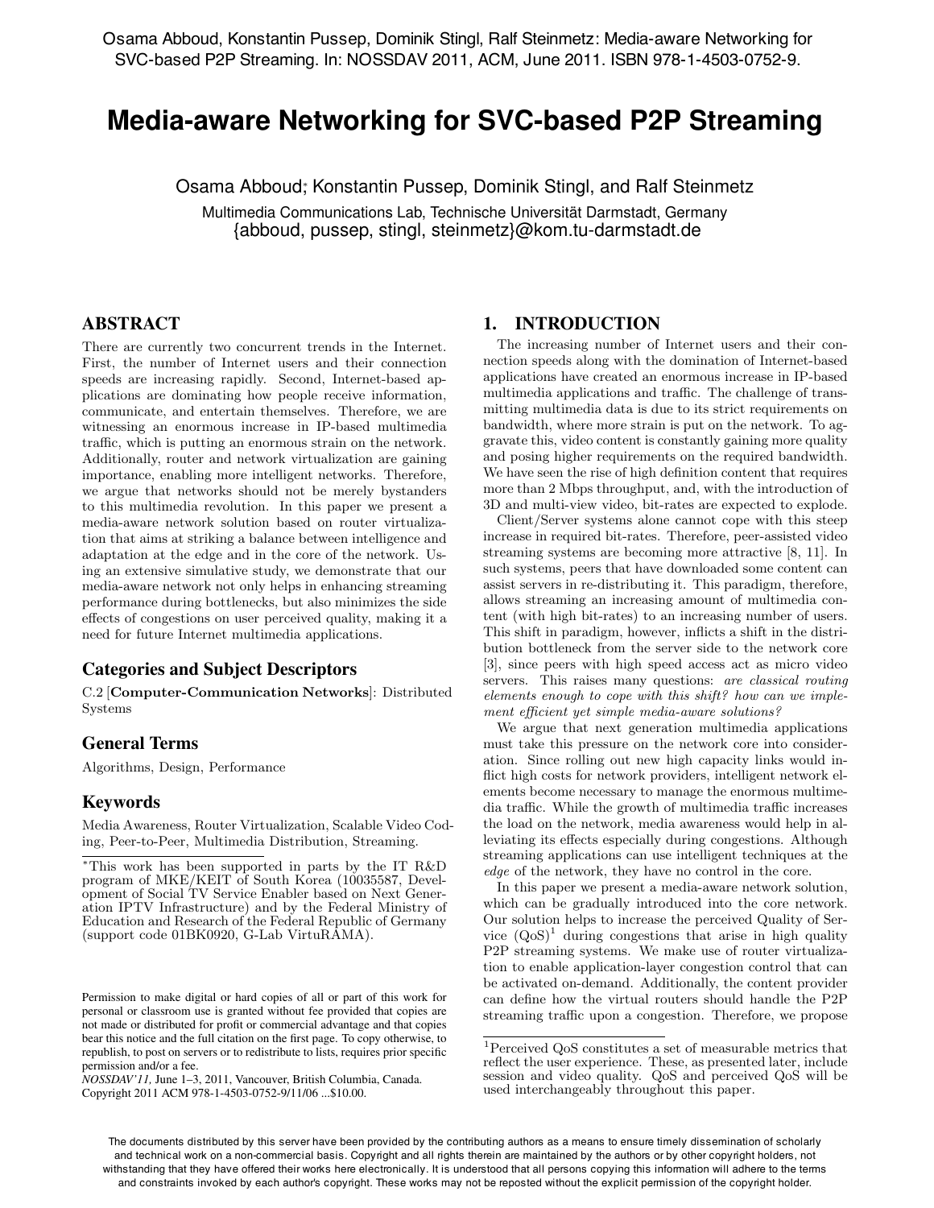Osama Abboud, Konstantin Pussep, Dominik Stingl, Ralf Steinmetz: Media-aware Networking for SVC-based P2P Streaming. In: NOSSDAV 2011, ACM, June 2011. ISBN 978-1-4503-0752-9.

# Media-aware Networking for SVC-based P2P Streaming

Osama Abboud[*], Konstantin Pussep, Dominik Stingl, and Ralf Steinmetz

Multimedia Communications Lab, Technische Universität Darmstadt, Germany
{abboud, pussep, stingl, steinmetz}@kom.tu-darmstadt.de

## ABSTRACT

There are currently two concurrent trends in the Internet. First, the number of Internet users and their connection speeds are increasing rapidly. Second, Internet-based applications are dominating how people receive information, communicate, and entertain themselves. Therefore, we are witnessing an enormous increase in IP-based multimedia traffic, which is putting an enormous strain on the network. Additionally, router and network virtualization are gaining importance, enabling more intelligent networks. Therefore, we argue that networks should not be merely bystanders to this multimedia revolution. In this paper we present a media-aware network solution based on router virtualization that aims at striking a balance between intelligence and adaptation at the edge and in the core of the network. Using an extensive simulative study, we demonstrate that our media-aware network not only helps in enhancing streaming performance during bottlenecks, but also minimizes the side effects of congestions on user perceived quality, making it a need for future Internet multimedia applications.

### Categories and Subject Descriptors

C.2 [**Computer-Communication Networks**]: Distributed Systems

### General Terms

Algorithms, Design, Performance

### Keywords

Media Awareness, Router Virtualization, Scalable Video Coding, Peer-to-Peer, Multimedia Distribution, Streaming.

[*]This work has been supported in parts by the IT R&D program of MKE/KEIT of South Korea (10035587, Development of Social TV Service Enabler based on Next Generation IPTV Infrastructure) and by the Federal Ministry of Education and Research of the Federal Republic of Germany (support code 01BK0920, G-Lab VirtuRAMA).

Permission to make digital or hard copies of all or part of this work for personal or classroom use is granted without fee provided that copies are not made or distributed for profit or commercial advantage and that copies bear this notice and the full citation on the first page. To copy otherwise, to republish, to post on servers or to redistribute to lists, requires prior specific permission and/or a fee.
*NOSSDAV'11,* June 1–3, 2011, Vancouver, British Columbia, Canada.
Copyright 2011 ACM 978-1-4503-0752-9/11/06 ...$10.00.

## 1. INTRODUCTION

The increasing number of Internet users and their connection speeds along with the domination of Internet-based applications have created an enormous increase in IP-based multimedia applications and traffic. The challenge of transmitting multimedia data is due to its strict requirements on bandwidth, where more strain is put on the network. To aggravate this, video content is constantly gaining more quality and posing higher requirements on the required bandwidth. We have seen the rise of high definition content that requires more than 2 Mbps throughput, and, with the introduction of 3D and multi-view video, bit-rates are expected to explode.

Client/Server systems alone cannot cope with this steep increase in required bit-rates. Therefore, peer-assisted video streaming systems are becoming more attractive [8, 11]. In such systems, peers that have downloaded some content can assist servers in re-distributing it. This paradigm, therefore, allows streaming an increasing amount of multimedia content (with high bit-rates) to an increasing number of users. This shift in paradigm, however, inflicts a shift in the distribution bottleneck from the server side to the network core [3], since peers with high speed access act as micro video servers. This raises many questions: *are classical routing elements enough to cope with this shift? how can we implement efficient yet simple media-aware solutions?*

We argue that next generation multimedia applications must take this pressure on the network core into consideration. Since rolling out new high capacity links would inflict high costs for network providers, intelligent network elements become necessary to manage the enormous multimedia traffic. While the growth of multimedia traffic increases the load on the network, media awareness would help in alleviating its effects especially during congestions. Although streaming applications can use intelligent techniques at the *edge* of the network, they have no control in the core.

In this paper we present a media-aware network solution, which can be gradually introduced into the core network. Our solution helps to increase the perceived Quality of Service (QoS)[1] during congestions that arise in high quality P2P streaming systems. We make use of router virtualization to enable application-layer congestion control that can be activated on-demand. Additionally, the content provider can define how the virtual routers should handle the P2P streaming traffic upon a congestion. Therefore, we propose

[1]Perceived QoS constitutes a set of measurable metrics that reflect the user experience. These, as presented later, include session and video quality. QoS and perceived QoS will be used interchangeably throughout this paper.

The documents distributed by this server have been provided by the contributing authors as a means to ensure timely dissemination of scholarly and technical work on a non-commercial basis. Copyright and all rights therein are maintained by the authors or by other copyright holders, not withstanding that they have offered their works here electronically. It is understood that all persons copying this information will adhere to the terms and constraints invoked by each author's copyright. These works may not be reposted without the explicit permission of the copyright holder.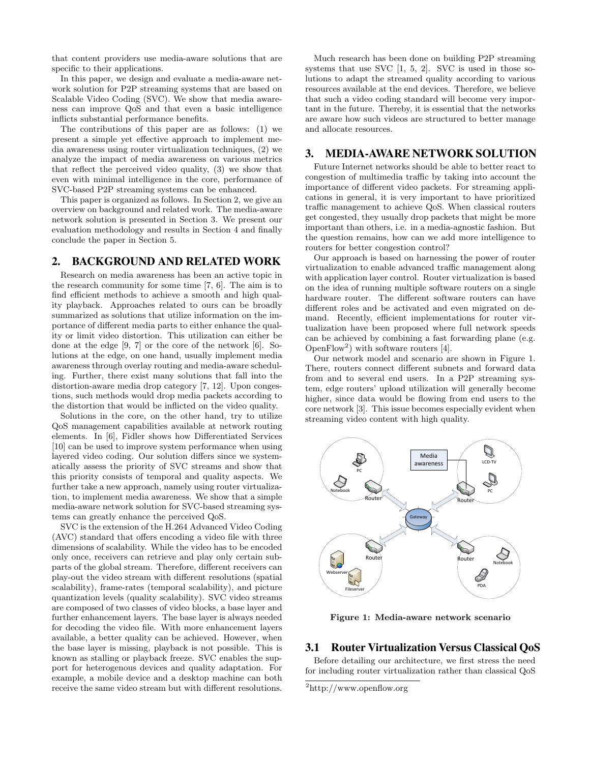that content providers use media-aware solutions that are specific to their applications.

In this paper, we design and evaluate a media-aware network solution for P2P streaming systems that are based on Scalable Video Coding (SVC). We show that media awareness can improve QoS and that even a basic intelligence inflicts substantial performance benefits.

The contributions of this paper are as follows: (1) we present a simple yet effective approach to implement media awareness using router virtualization techniques, (2) we analyze the impact of media awareness on various metrics that reflect the perceived video quality, (3) we show that even with minimal intelligence in the core, performance of SVC-based P2P streaming systems can be enhanced.

This paper is organized as follows. In Section 2, we give an overview on background and related work. The media-aware network solution is presented in Section 3. We present our evaluation methodology and results in Section 4 and finally conclude the paper in Section 5.

## 2. BACKGROUND AND RELATED WORK

Research on media awareness has been an active topic in the research community for some time [7, 6]. The aim is to find efficient methods to achieve a smooth and high quality playback. Approaches related to ours can be broadly summarized as solutions that utilize information on the importance of different media parts to either enhance the quality or limit video distortion. This utilization can either be done at the edge [9, 7] or the core of the network [6]. Solutions at the edge, on one hand, usually implement media awareness through overlay routing and media-aware scheduling. Further, there exist many solutions that fall into the distortion-aware media drop category [7, 12]. Upon congestions, such methods would drop media packets according to the distortion that would be inflicted on the video quality.

Solutions in the core, on the other hand, try to utilize QoS management capabilities available at network routing elements. In [6], Fidler shows how Differentiated Services [10] can be used to improve system performance when using layered video coding. Our solution differs since we systematically assess the priority of SVC streams and show that this priority consists of temporal and quality aspects. We further take a new approach, namely using router virtualization, to implement media awareness. We show that a simple media-aware network solution for SVC-based streaming systems can greatly enhance the perceived QoS.

SVC is the extension of the H.264 Advanced Video Coding (AVC) standard that offers encoding a video file with three dimensions of scalability. While the video has to be encoded only once, receivers can retrieve and play only certain subparts of the global stream. Therefore, different receivers can play-out the video stream with different resolutions (spatial scalability), frame-rates (temporal scalability), and picture quantization levels (quality scalability). SVC video streams are composed of two classes of video blocks, a base layer and further enhancement layers. The base layer is always needed for decoding the video file. With more enhancement layers available, a better quality can be achieved. However, when the base layer is missing, playback is not possible. This is known as stalling or playback freeze. SVC enables the support for heterogenous devices and quality adaptation. For example, a mobile device and a desktop machine can both receive the same video stream but with different resolutions.

Much research has been done on building P2P streaming systems that use SVC [1, 5, 2]. SVC is used in those solutions to adapt the streamed quality according to various resources available at the end devices. Therefore, we believe that such a video coding standard will become very important in the future. Thereby, it is essential that the networks are aware how such videos are structured to better manage and allocate resources.

## 3. MEDIA-AWARE NETWORK SOLUTION

Future Internet networks should be able to better react to congestion of multimedia traffic by taking into account the importance of different video packets. For streaming applications in general, it is very important to have prioritized traffic management to achieve QoS. When classical routers get congested, they usually drop packets that might be more important than others, i.e. in a media-agnostic fashion. But the question remains, how can we add more intelligence to routers for better congestion control?

Our approach is based on harnessing the power of router virtualization to enable advanced traffic management along with application layer control. Router virtualization is based on the idea of running multiple software routers on a single hardware router. The different software routers can have different roles and be activated and even migrated on demand. Recently, efficient implementations for router virtualization have been proposed where full network speeds can be achieved by combining a fast forwarding plane (e.g. OpenFlow[2]) with software routers [4].

Our network model and scenario are shown in Figure 1. There, routers connect different subnets and forward data from and to several end users. In a P2P streaming system, edge routers' upload utilization will generally become higher, since data would be flowing from end users to the core network [3]. This issue becomes especially evident when streaming video content with high quality.

Media awareness
PC
Notebook
Router
LCD-TV
PC
Router
Gateway
Router
Webserver
Fileserver
Router
Notebook
PDA

**Figure 1: Media-aware network scenario**

### 3.1 Router Virtualization Versus Classical QoS

Before detailing our architecture, we first stress the need for including router virtualization rather than classical QoS

[2]http://www.openflow.org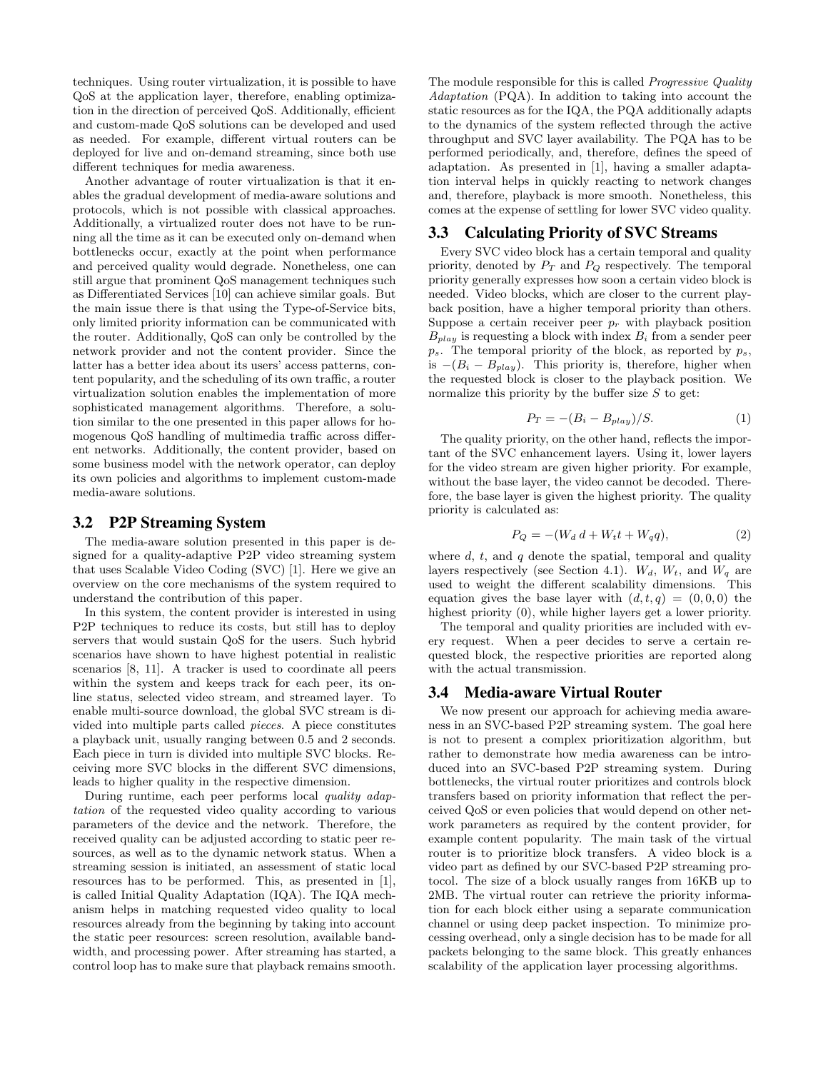techniques. Using router virtualization, it is possible to have QoS at the application layer, therefore, enabling optimization in the direction of perceived QoS. Additionally, efficient and custom-made QoS solutions can be developed and used as needed. For example, different virtual routers can be deployed for live and on-demand streaming, since both use different techniques for media awareness.

Another advantage of router virtualization is that it enables the gradual development of media-aware solutions and protocols, which is not possible with classical approaches. Additionally, a virtualized router does not have to be running all the time as it can be executed only on-demand when bottlenecks occur, exactly at the point when performance and perceived quality would degrade. Nonetheless, one can still argue that prominent QoS management techniques such as Differentiated Services [10] can achieve similar goals. But the main issue there is that using the Type-of-Service bits, only limited priority information can be communicated with the router. Additionally, QoS can only be controlled by the network provider and not the content provider. Since the latter has a better idea about its users' access patterns, content popularity, and the scheduling of its own traffic, a router virtualization solution enables the implementation of more sophisticated management algorithms. Therefore, a solution similar to the one presented in this paper allows for homogenous QoS handling of multimedia traffic across different networks. Additionally, the content provider, based on some business model with the network operator, can deploy its own policies and algorithms to implement custom-made media-aware solutions.

## 3.2 P2P Streaming System

The media-aware solution presented in this paper is designed for a quality-adaptive P2P video streaming system that uses Scalable Video Coding (SVC) [1]. Here we give an overview on the core mechanisms of the system required to understand the contribution of this paper.

In this system, the content provider is interested in using P2P techniques to reduce its costs, but still has to deploy servers that would sustain QoS for the users. Such hybrid scenarios have shown to have highest potential in realistic scenarios [8, 11]. A tracker is used to coordinate all peers within the system and keeps track for each peer, its online status, selected video stream, and streamed layer. To enable multi-source download, the global SVC stream is divided into multiple parts called *pieces*. A piece constitutes a playback unit, usually ranging between 0.5 and 2 seconds. Each piece in turn is divided into multiple SVC blocks. Receiving more SVC blocks in the different SVC dimensions, leads to higher quality in the respective dimension.

During runtime, each peer performs local *quality adaptation* of the requested video quality according to various parameters of the device and the network. Therefore, the received quality can be adjusted according to static peer resources, as well as to the dynamic network status. When a streaming session is initiated, an assessment of static local resources has to be performed. This, as presented in [1], is called Initial Quality Adaptation (IQA). The IQA mechanism helps in matching requested video quality to local resources already from the beginning by taking into account the static peer resources: screen resolution, available bandwidth, and processing power. After streaming has started, a control loop has to make sure that playback remains smooth. The module responsible for this is called *Progressive Quality Adaptation* (PQA). In addition to taking into account the static resources as for the IQA, the PQA additionally adapts to the dynamics of the system reflected through the active throughput and SVC layer availability. The PQA has to be performed periodically, and, therefore, defines the speed of adaptation. As presented in [1], having a smaller adaptation interval helps in quickly reacting to network changes and, therefore, playback is more smooth. Nonetheless, this comes at the expense of settling for lower SVC video quality.

## 3.3 Calculating Priority of SVC Streams

Every SVC video block has a certain temporal and quality priority, denoted by $P_T$ and $P_Q$ respectively. The temporal priority generally expresses how soon a certain video block is needed. Video blocks, which are closer to the current playback position, have a higher temporal priority than others. Suppose a certain receiver peer $p_r$ with playback position $B_{play}$ is requesting a block with index $B_i$ from a sender peer $p_s$. The temporal priority of the block, as reported by $p_s$, is $-(B_i - B_{play})$. This priority is, therefore, higher when the requested block is closer to the playback position. We normalize this priority by the buffer size $S$ to get:

$$P_T = -(B_i - B_{play})/S. \tag{1}$$

The quality priority, on the other hand, reflects the importance of the SVC enhancement layers. Using it, lower layers for the video stream are given higher priority. For example, without the base layer, the video cannot be decoded. Therefore, the base layer is given the highest priority. The quality priority is calculated as:

$$P_Q = -(W_d\, d + W_t t + W_q q), \tag{2}$$

where $d$, $t$, and $q$ denote the spatial, temporal and quality layers respectively (see Section 4.1). $W_d$, $W_t$, and $W_q$ are used to weight the different scalability dimensions. This equation gives the base layer with $(d, t, q) = (0, 0, 0)$ the highest priority (0), while higher layers get a lower priority.

The temporal and quality priorities are included with every request. When a peer decides to serve a certain requested block, the respective priorities are reported along with the actual transmission.

## 3.4 Media-aware Virtual Router

We now present our approach for achieving media awareness in an SVC-based P2P streaming system. The goal here is not to present a complex prioritization algorithm, but rather to demonstrate how media awareness can be introduced into an SVC-based P2P streaming system. During bottlenecks, the virtual router prioritizes and controls block transfers based on priority information that reflect the perceived QoS or even policies that would depend on other network parameters as required by the content provider, for example content popularity. The main task of the virtual router is to prioritize block transfers. A video block is a video part as defined by our SVC-based P2P streaming protocol. The size of a block usually ranges from 16KB up to 2MB. The virtual router can retrieve the priority information for each block either using a separate communication channel or using deep packet inspection. To minimize processing overhead, only a single decision has to be made for all packets belonging to the same block. This greatly enhances scalability of the application layer processing algorithms.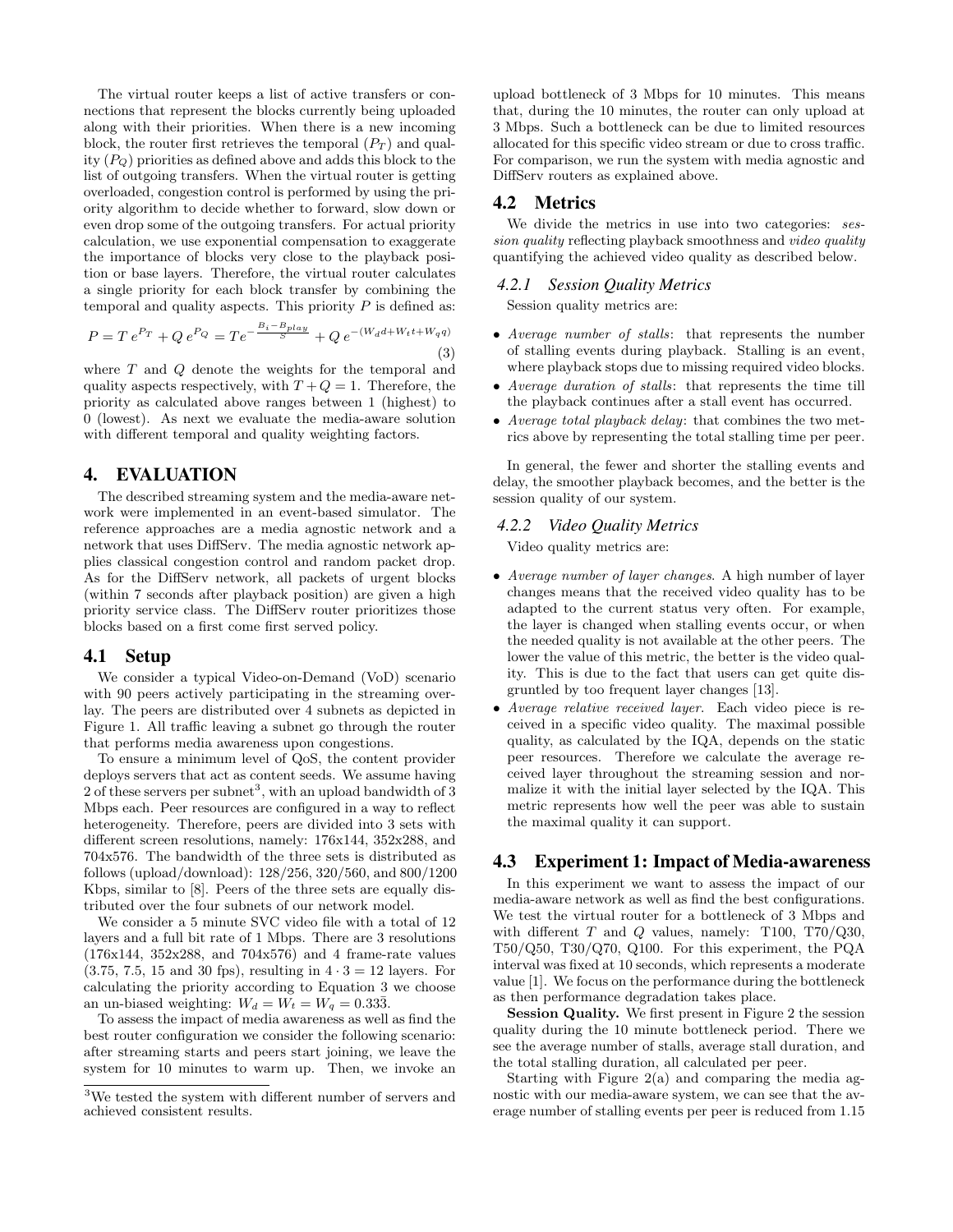The virtual router keeps a list of active transfers or connections that represent the blocks currently being uploaded along with their priorities. When there is a new incoming block, the router first retrieves the temporal ($P_T$) and quality ($P_Q$) priorities as defined above and adds this block to the list of outgoing transfers. When the virtual router is getting overloaded, congestion control is performed by using the priority algorithm to decide whether to forward, slow down or even drop some of the outgoing transfers. For actual priority calculation, we use exponential compensation to exaggerate the importance of blocks very close to the playback position or base layers. Therefore, the virtual router calculates a single priority for each block transfer by combining the temporal and quality aspects. This priority $P$ is defined as:

$$P = T\, e^{P_T} + Q\, e^{P_Q} = T e^{-\frac{B_i - B_{play}}{S}} + Q\, e^{-(W_d d + W_t t + W_q q)} \tag{3}$$

where $T$ and $Q$ denote the weights for the temporal and quality aspects respectively, with $T + Q = 1$. Therefore, the priority as calculated above ranges between 1 (highest) to 0 (lowest). As next we evaluate the media-aware solution with different temporal and quality weighting factors.

## 4. EVALUATION

The described streaming system and the media-aware network were implemented in an event-based simulator. The reference approaches are a media agnostic network and a network that uses DiffServ. The media agnostic network applies classical congestion control and random packet drop. As for the DiffServ network, all packets of urgent blocks (within 7 seconds after playback position) are given a high priority service class. The DiffServ router prioritizes those blocks based on a first come first served policy.

### 4.1 Setup

We consider a typical Video-on-Demand (VoD) scenario with 90 peers actively participating in the streaming overlay. The peers are distributed over 4 subnets as depicted in Figure 1. All traffic leaving a subnet go through the router that performs media awareness upon congestions.

To ensure a minimum level of QoS, the content provider deploys servers that act as content seeds. We assume having 2 of these servers per subnet[3], with an upload bandwidth of 3 Mbps each. Peer resources are configured in a way to reflect heterogeneity. Therefore, peers are divided into 3 sets with different screen resolutions, namely: 176x144, 352x288, and 704x576. The bandwidth of the three sets is distributed as follows (upload/download): 128/256, 320/560, and 800/1200 Kbps, similar to [8]. Peers of the three sets are equally distributed over the four subnets of our network model.

We consider a 5 minute SVC video file with a total of 12 layers and a full bit rate of 1 Mbps. There are 3 resolutions (176x144, 352x288, and 704x576) and 4 frame-rate values (3.75, 7.5, 15 and 30 fps), resulting in $4 \cdot 3 = 12$ layers. For calculating the priority according to Equation 3 we choose an un-biased weighting: $W_d = W_t = W_q = 0.33\bar{3}$.

To assess the impact of media awareness as well as find the best router configuration we consider the following scenario: after streaming starts and peers start joining, we leave the system for 10 minutes to warm up. Then, we invoke an upload bottleneck of 3 Mbps for 10 minutes. This means that, during the 10 minutes, the router can only upload at 3 Mbps. Such a bottleneck can be due to limited resources allocated for this specific video stream or due to cross traffic. For comparison, we run the system with media agnostic and DiffServ routers as explained above.

[3]We tested the system with different number of servers and achieved consistent results.

### 4.2 Metrics

We divide the metrics in use into two categories: *session quality* reflecting playback smoothness and *video quality* quantifying the achieved video quality as described below.

#### 4.2.1 Session Quality Metrics

Session quality metrics are:

- *Average number of stalls*: that represents the number of stalling events during playback. Stalling is an event, where playback stops due to missing required video blocks.
- *Average duration of stalls*: that represents the time till the playback continues after a stall event has occurred.
- *Average total playback delay*: that combines the two metrics above by representing the total stalling time per peer.

In general, the fewer and shorter the stalling events and delay, the smoother playback becomes, and the better is the session quality of our system.

#### 4.2.2 Video Quality Metrics

Video quality metrics are:

- *Average number of layer changes*. A high number of layer changes means that the received video quality has to be adapted to the current status very often. For example, the layer is changed when stalling events occur, or when the needed quality is not available at the other peers. The lower the value of this metric, the better is the video quality. This is due to the fact that users can get quite disgruntled by too frequent layer changes [13].
- *Average relative received layer*. Each video piece is received in a specific video quality. The maximal possible quality, as calculated by the IQA, depends on the static peer resources. Therefore we calculate the average received layer throughout the streaming session and normalize it with the initial layer selected by the IQA. This metric represents how well the peer was able to sustain the maximal quality it can support.

### 4.3 Experiment 1: Impact of Media-awareness

In this experiment we want to assess the impact of our media-aware network as well as find the best configurations. We test the virtual router for a bottleneck of 3 Mbps and with different $T$ and $Q$ values, namely: T100, T70/Q30, T50/Q50, T30/Q70, Q100. For this experiment, the PQA interval was fixed at 10 seconds, which represents a moderate value [1]. We focus on the performance during the bottleneck as then performance degradation takes place.

**Session Quality.** We first present in Figure 2 the session quality during the 10 minute bottleneck period. There we see the average number of stalls, average stall duration, and the total stalling duration, all calculated per peer.

Starting with Figure 2(a) and comparing the media agnostic with our media-aware system, we can see that the average number of stalling events per peer is reduced from 1.15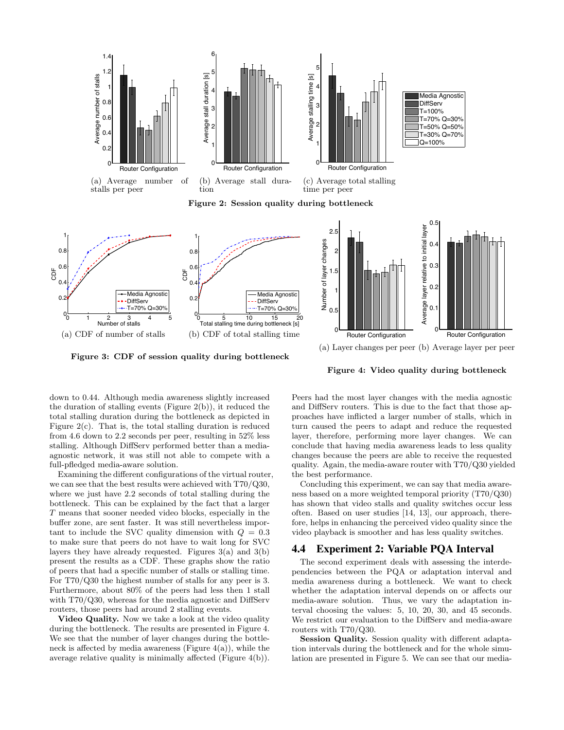Average number of stalls

1.4
1.2
1
0.8
0.6
0.4
0.2
0

Router Configuration

(a) Average number of stalls per peer

Average stall duration [s]

6
5
4
3
2
1
0

Router Configuration

(b) Average stall duration

Average stalling time [s]

5
4
3
2
1
0

Router Configuration

(c) Average total stalling time per peer

Media Agnostic
DiffServ
T=100%
T=70% Q=30%
T=50% Q=50%
T=30% Q=70%
Q=100%

**Figure 2: Session quality during bottleneck**

CDF

1
0.8
0.6
0.4
0.2
0

0 1 2 3 4 5

Number of stalls

Media Agnostic
DiffServ
T=70% Q=30%

(a) CDF of number of stalls

CDF

1
0.8
0.6
0.4
0.2
0

0 5 10 15 20

Total stalling time during bottleneck [s]

Media Agnostic
DiffServ
T=70% Q=30%

(b) CDF of total stalling time

**Figure 3: CDF of session quality during bottleneck**

Number of layer changes

2.5
2
1.5
1
0.5
0

Router Configuration

Average layer relative to initial layer

0.5
0.4
0.3
0.2
0.1
0

Router Configuration

(a) Layer changes per peer (b) Average layer per peer

**Figure 4: Video quality during bottleneck**

down to 0.44. Although media awareness slightly increased the duration of stalling events (Figure 2(b)), it reduced the total stalling duration during the bottleneck as depicted in Figure 2(c). That is, the total stalling duration is reduced from 4.6 down to 2.2 seconds per peer, resulting in 52% less stalling. Although DiffServ performed better than a media-agnostic network, it was still not able to compete with a full-pfledged media-aware solution.

Examining the different configurations of the virtual router, we can see that the best results were achieved with T70/Q30, where we just have 2.2 seconds of total stalling during the bottleneck. This can be explained by the fact that a larger $T$ means that sooner needed video blocks, especially in the buffer zone, are sent faster. It was still nevertheless important to include the SVC quality dimension with $Q = 0.3$ to make sure that peers do not have to wait long for SVC layers they have already requested. Figures 3(a) and 3(b) present the results as a CDF. These graphs show the ratio of peers that had a specific number of stalls or stalling time. For T70/Q30 the highest number of stalls for any peer is 3. Furthermore, about 80% of the peers had less then 1 stall with T70/Q30, whereas for the media agnostic and DiffServ routers, those peers had around 2 stalling events.

**Video Quality.** Now we take a look at the video quality during the bottleneck. The results are presented in Figure 4. We see that the number of layer changes during the bottleneck is affected by media awareness (Figure 4(a)), while the average relative quality is minimally affected (Figure 4(b)). Peers had the most layer changes with the media agnostic and DiffServ routers. This is due to the fact that those approaches have inflicted a larger number of stalls, which in turn caused the peers to adapt and reduce the requested layer, therefore, performing more layer changes. We can conclude that having media awareness leads to less quality changes because the peers are able to receive the requested quality. Again, the media-aware router with T70/Q30 yielded the best performance.

Concluding this experiment, we can say that media awareness based on a more weighted temporal priority (T70/Q30) has shown that video stalls and quality switches occur less often. Based on user studies [14, 13], our approach, therefore, helps in enhancing the perceived video quality since the video playback is smoother and has less quality switches.

## 4.4 Experiment 2: Variable PQA Interval

The second experiment deals with assessing the interdependencies between the PQA or adaptation interval and media awareness during a bottleneck. We want to check whether the adaptation interval depends on or affects our media-aware solution. Thus, we vary the adaptation interval choosing the values: 5, 10, 20, 30, and 45 seconds. We restrict our evaluation to the DiffServ and media-aware routers with T70/Q30.

**Session Quality.** Session quality with different adaptation intervals during the bottleneck and for the whole simulation are presented in Figure 5. We can see that our media-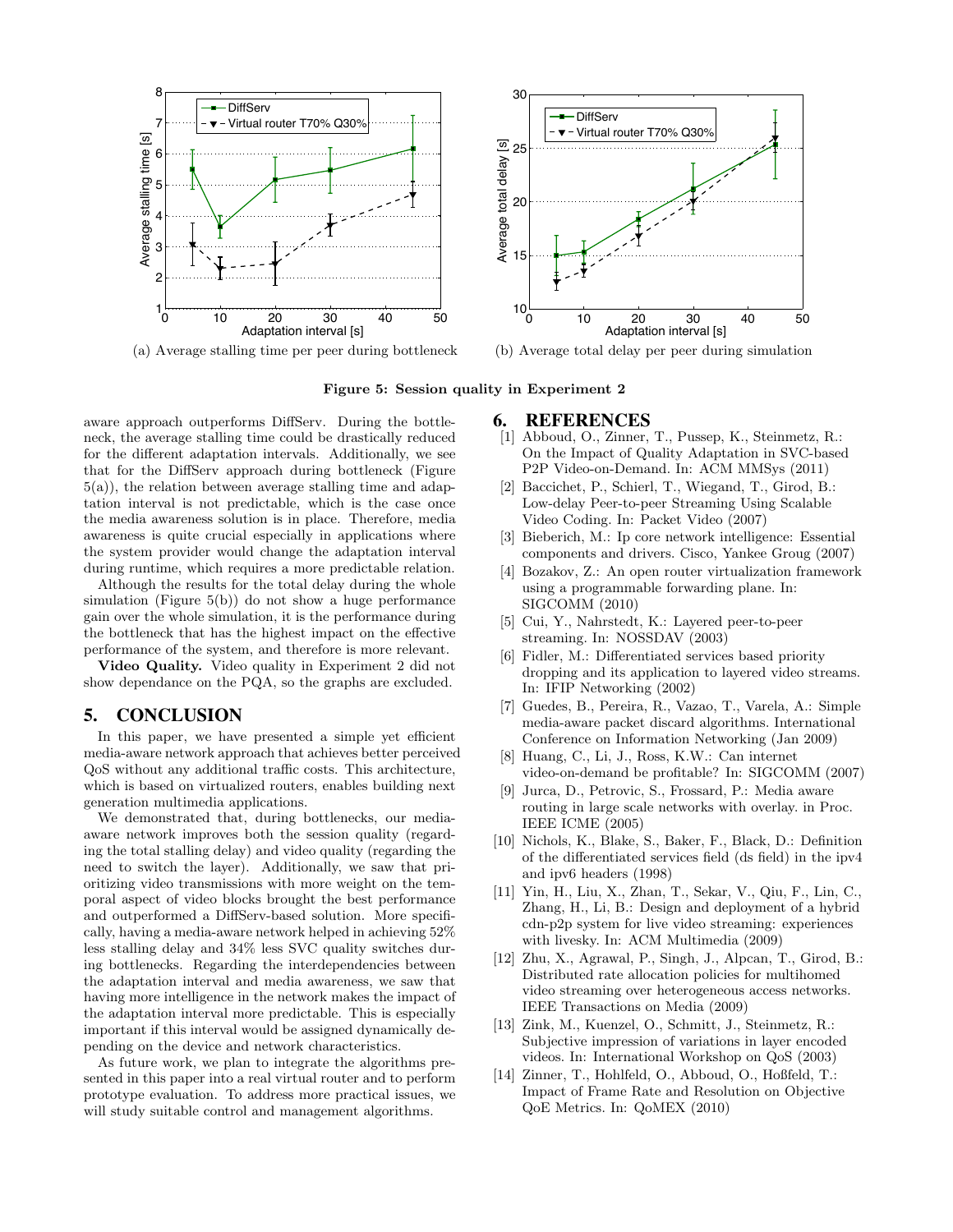8
7
6
5
4
3
2
1
0 10 20 30 40 50

Average stalling time [s]

Adaptation interval [s]

DiffServ
Virtual router T70% Q30%

(a) Average stalling time per peer during bottleneck

30
25
20
15
10
0 10 20 30 40 50

Average total delay [s]

Adaptation interval [s]

DiffServ
Virtual router T70% Q30%

(b) Average total delay per peer during simulation

**Figure 5: Session quality in Experiment 2**

aware approach outperforms DiffServ. During the bottleneck, the average stalling time could be drastically reduced for the different adaptation intervals. Additionally, we see that for the DiffServ approach during bottleneck (Figure 5(a)), the relation between average stalling time and adaptation interval is not predictable, which is the case once the media awareness solution is in place. Therefore, media awareness is quite crucial especially in applications where the system provider would change the adaptation interval during runtime, which requires a more predictable relation.

Although the results for the total delay during the whole simulation (Figure 5(b)) do not show a huge performance gain over the whole simulation, it is the performance during the bottleneck that has the highest impact on the effective performance of the system, and therefore is more relevant.

**Video Quality.** Video quality in Experiment 2 did not show dependance on the PQA, so the graphs are excluded.

## 5. CONCLUSION

In this paper, we have presented a simple yet efficient media-aware network approach that achieves better perceived QoS without any additional traffic costs. This architecture, which is based on virtualized routers, enables building next generation multimedia applications.

We demonstrated that, during bottlenecks, our media-aware network improves both the session quality (regarding the total stalling delay) and video quality (regarding the need to switch the layer). Additionally, we saw that prioritizing video transmissions with more weight on the temporal aspect of video blocks brought the best performance and outperformed a DiffServ-based solution. More specifically, having a media-aware network helped in achieving 52% less stalling delay and 34% less SVC quality switches during bottlenecks. Regarding the interdependencies between the adaptation interval and media awareness, we saw that having more intelligence in the network makes the impact of the adaptation interval more predictable. This is especially important if this interval would be assigned dynamically depending on the device and network characteristics.

As future work, we plan to integrate the algorithms presented in this paper into a real virtual router and to perform prototype evaluation. To address more practical issues, we will study suitable control and management algorithms.

## 6. REFERENCES

[1] Abboud, O., Zinner, T., Pussep, K., Steinmetz, R.: On the Impact of Quality Adaptation in SVC-based P2P Video-on-Demand. In: ACM MMSys (2011)

[2] Baccichet, P., Schierl, T., Wiegand, T., Girod, B.: Low-delay Peer-to-peer Streaming Using Scalable Video Coding. In: Packet Video (2007)

[3] Bieberich, M.: Ip core network intelligence: Essential components and drivers. Cisco, Yankee Groug (2007)

[4] Bozakov, Z.: An open router virtualization framework using a programmable forwarding plane. In: SIGCOMM (2010)

[5] Cui, Y., Nahrstedt, K.: Layered peer-to-peer streaming. In: NOSSDAV (2003)

[6] Fidler, M.: Differentiated services based priority dropping and its application to layered video streams. In: IFIP Networking (2002)

[7] Guedes, B., Pereira, R., Vazao, T., Varela, A.: Simple media-aware packet discard algorithms. International Conference on Information Networking (Jan 2009)

[8] Huang, C., Li, J., Ross, K.W.: Can internet video-on-demand be profitable? In: SIGCOMM (2007)

[9] Jurca, D., Petrovic, S., Frossard, P.: Media aware routing in large scale networks with overlay. in Proc. IEEE ICME (2005)

[10] Nichols, K., Blake, S., Baker, F., Black, D.: Definition of the differentiated services field (ds field) in the ipv4 and ipv6 headers (1998)

[11] Yin, H., Liu, X., Zhan, T., Sekar, V., Qiu, F., Lin, C., Zhang, H., Li, B.: Design and deployment of a hybrid cdn-p2p system for live video streaming: experiences with livesky. In: ACM Multimedia (2009)

[12] Zhu, X., Agrawal, P., Singh, J., Alpcan, T., Girod, B.: Distributed rate allocation policies for multihomed video streaming over heterogeneous access networks. IEEE Transactions on Media (2009)

[13] Zink, M., Kuenzel, O., Schmitt, J., Steinmetz, R.: Subjective impression of variations in layer encoded videos. In: International Workshop on QoS (2003)

[14] Zinner, T., Hohlfeld, O., Abboud, O., Hoßfeld, T.: Impact of Frame Rate and Resolution on Objective QoE Metrics. In: QoMEX (2010)